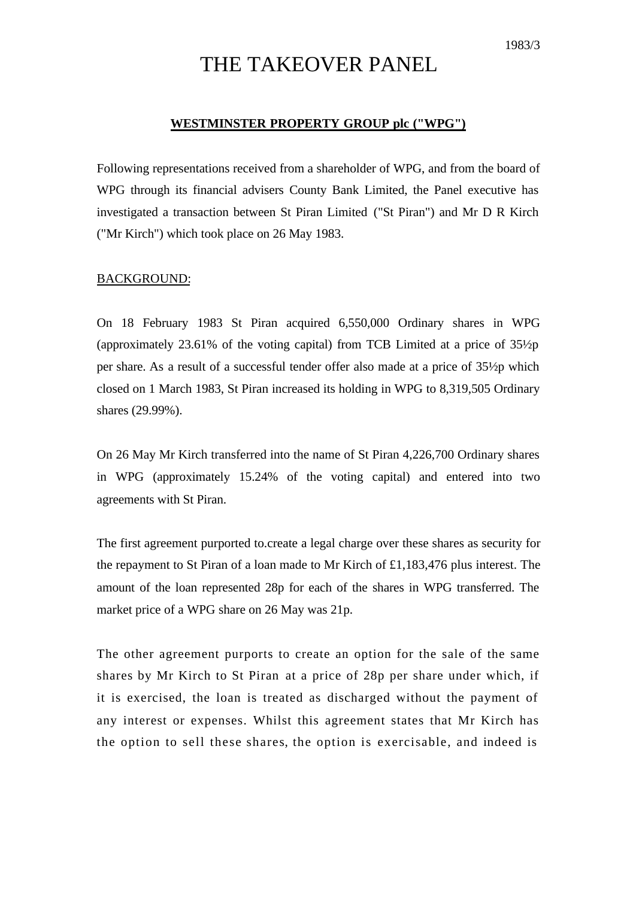1983/3

# THE TAKEOVER PANEL

**WESTMINSTER PROPERTY GROUP plc ("WPG")**

Following representations received from a shareholder of WPG, and from the board of WPG through its financial advisers County Bank Limited, the Panel executive has investigated a transaction between St Piran Limited ("St Piran") and Mr D R Kirch ("Mr Kirch") which took place on 26 May 1983.

BACKGROUND:

On 18 February 1983 St Piran acquired 6,550,000 Ordinary shares in WPG (approximately 23.61% of the voting capital) from TCB Limited at a price of 35½p per share. As a result of a successful tender offer also made at a price of 35½p which closed on 1 March 1983, St Piran increased its holding in WPG to 8,319,505 Ordinary shares (29.99%).

On 26 May Mr Kirch transferred into the name of St Piran 4,226,700 Ordinary shares in WPG (approximately 15.24% of the voting capital) and entered into two agreements with St Piran.

The first agreement purported to.create a legal charge over these shares as security for the repayment to St Piran of a loan made to Mr Kirch of £1,183,476 plus interest. The amount of the loan represented 28p for each of the shares in WPG transferred. The market price of a WPG share on 26 May was 21p.

The other agreement purports to create an option for the sale of the same shares by Mr Kirch to St Piran at a price of 28p per share under which, if it is exercised, the loan is treated as discharged without the payment of any interest or expenses. Whilst this agreement states that Mr Kirch has the option to sell these shares, the option is exercisable, and indeed is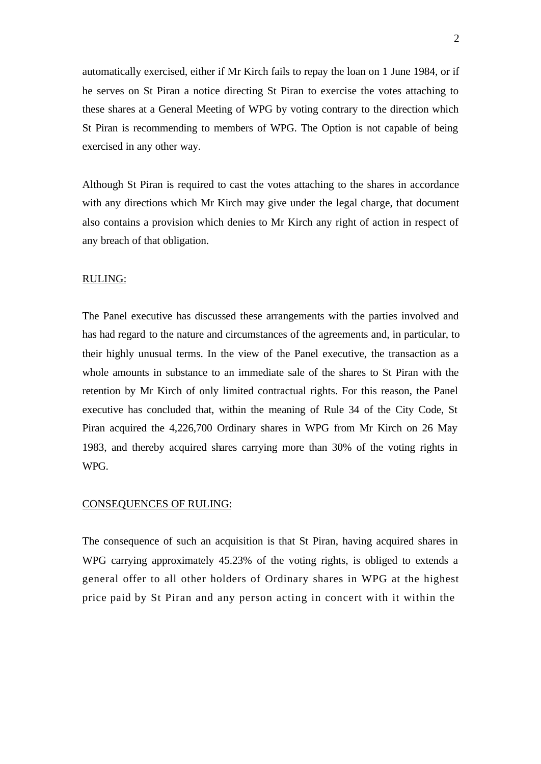automatically exercised, either if Mr Kirch fails to repay the loan on 1 June 1984, or if he serves on St Piran a notice directing St Piran to exercise the votes attaching to these shares at a General Meeting of WPG by voting contrary to the direction which St Piran is recommending to members of WPG. The Option is not capable of being exercised in any other way.

Although St Piran is required to cast the votes attaching to the shares in accordance with any directions which Mr Kirch may give under the legal charge, that document also contains a provision which denies to Mr Kirch any right of action in respect of any breach of that obligation.

RULING:

The Panel executive has discussed these arrangements with the parties involved and has had regard to the nature and circumstances of the agreements and, in particular, to their highly unusual terms. In the view of the Panel executive, the transaction as a whole amounts in substance to an immediate sale of the shares to St Piran with the retention by Mr Kirch of only limited contractual rights. For this reason, the Panel executive has concluded that, within the meaning of Rule 34 of the City Code, St Piran acquired the 4,226,700 Ordinary shares in WPG from Mr Kirch on 26 May 1983, and thereby acquired shares carrying more than 30% of the voting rights in WPG.

CONSEQUENCES OF RULING:

The consequence of such an acquisition is that St Piran, having acquired shares in WPG carrying approximately 45.23% of the voting rights, is obliged to extends a general offer to all other holders of Ordinary shares in WPG at the highest price paid by St Piran and any person acting in concert with it within the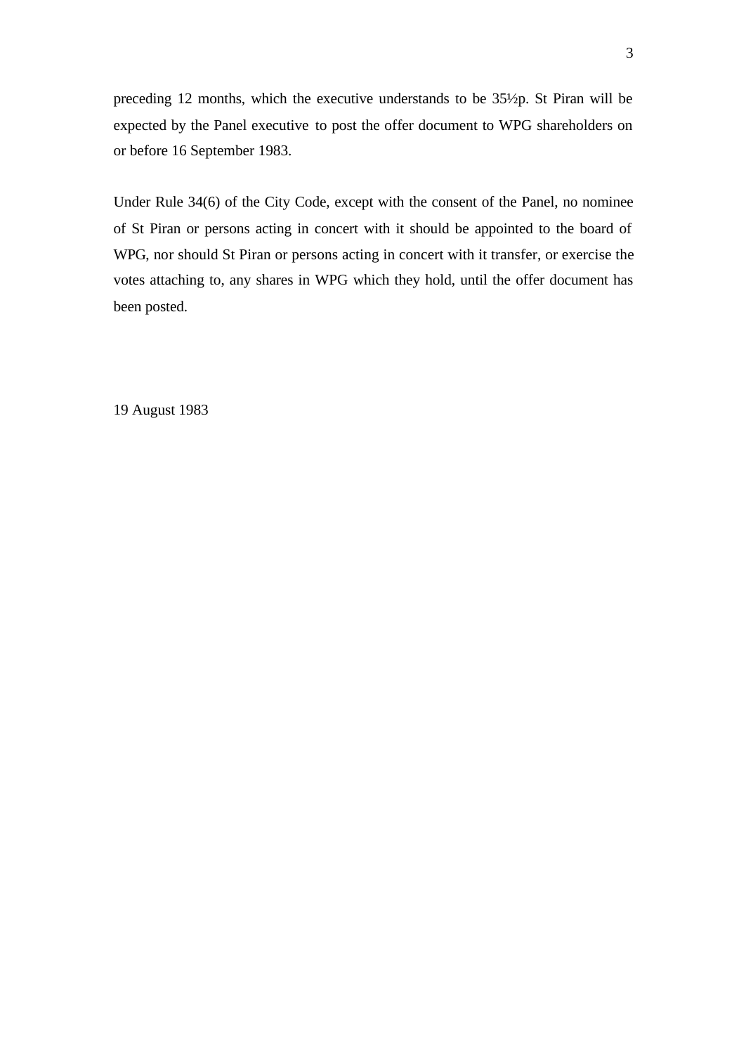preceding 12 months, which the executive understands to be 35½p. St Piran will be expected by the Panel executive to post the offer document to WPG shareholders on or before 16 September 1983.

Under Rule 34(6) of the City Code, except with the consent of the Panel, no nominee of St Piran or persons acting in concert with it should be appointed to the board of WPG, nor should St Piran or persons acting in concert with it transfer, or exercise the votes attaching to, any shares in WPG which they hold, until the offer document has been posted.

19 August 1983